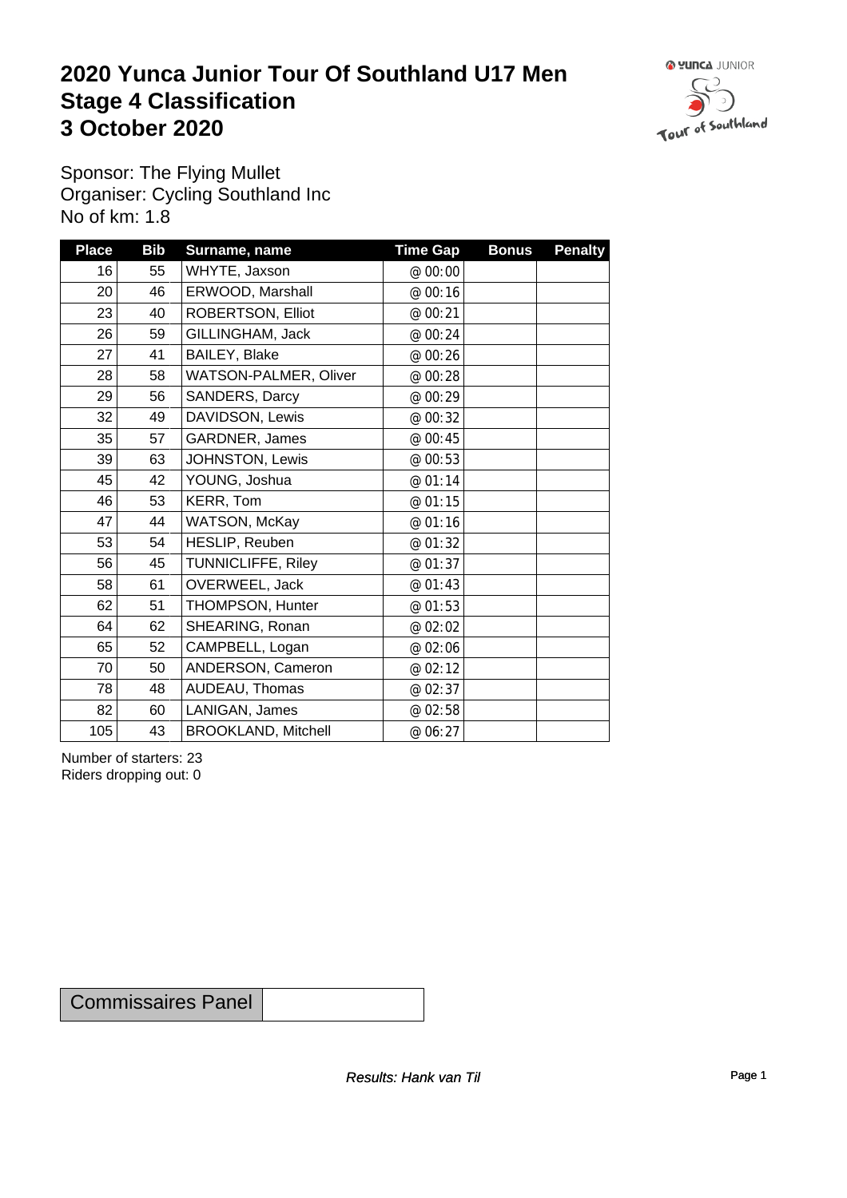# 2020 Yunca Junior Tour Of Southland U17 Men
# Stage 4 Classification
# 3 October 2020

Sponsor: The Flying Mullet
Organiser: Cycling Southland Inc
No of km: 1.8

| Place | Bib | Surname, name | Time Gap | Bonus | Penalty |
|---|---|---|---|---|---|
| 16 | 55 | WHYTE, Jaxson | @ 00:00 | | |
| 20 | 46 | ERWOOD, Marshall | @ 00:16 | | |
| 23 | 40 | ROBERTSON, Elliot | @ 00:21 | | |
| 26 | 59 | GILLINGHAM, Jack | @ 00:24 | | |
| 27 | 41 | BAILEY, Blake | @ 00:26 | | |
| 28 | 58 | WATSON-PALMER, Oliver | @ 00:28 | | |
| 29 | 56 | SANDERS, Darcy | @ 00:29 | | |
| 32 | 49 | DAVIDSON, Lewis | @ 00:32 | | |
| 35 | 57 | GARDNER, James | @ 00:45 | | |
| 39 | 63 | JOHNSTON, Lewis | @ 00:53 | | |
| 45 | 42 | YOUNG, Joshua | @ 01:14 | | |
| 46 | 53 | KERR, Tom | @ 01:15 | | |
| 47 | 44 | WATSON, McKay | @ 01:16 | | |
| 53 | 54 | HESLIP, Reuben | @ 01:32 | | |
| 56 | 45 | TUNNICLIFFE, Riley | @ 01:37 | | |
| 58 | 61 | OVERWEEL, Jack | @ 01:43 | | |
| 62 | 51 | THOMPSON, Hunter | @ 01:53 | | |
| 64 | 62 | SHEARING, Ronan | @ 02:02 | | |
| 65 | 52 | CAMPBELL, Logan | @ 02:06 | | |
| 70 | 50 | ANDERSON, Cameron | @ 02:12 | | |
| 78 | 48 | AUDEAU, Thomas | @ 02:37 | | |
| 82 | 60 | LANIGAN, James | @ 02:58 | | |
| 105 | 43 | BROOKLAND, Mitchell | @ 06:27 | | |

Number of starters: 23
Riders dropping out: 0

| Commissaires Panel | |
|---|---|

*Results: Hank van Til*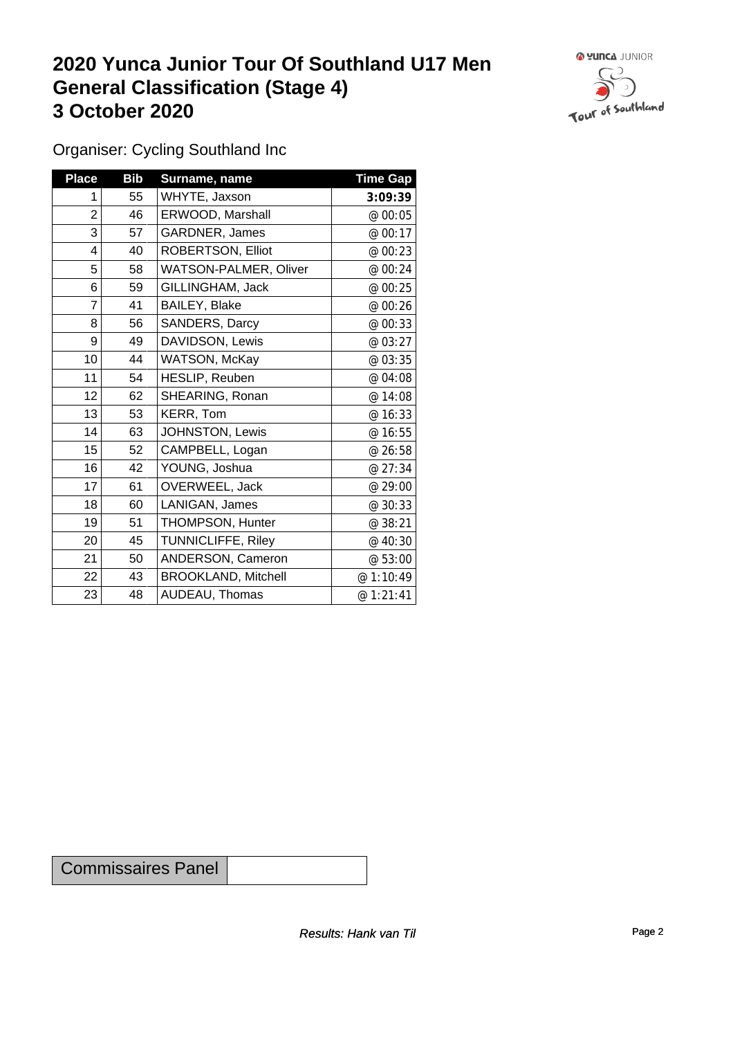# 2020 Yunca Junior Tour Of Southland U17 Men
# General Classification (Stage 4)
# 3 October 2020

Organiser: Cycling Southland Inc

| Place | Bib | Surname, name | Time Gap |
|---|---|---|---|
| 1 | 55 | WHYTE, Jaxson | **3:09:39** |
| 2 | 46 | ERWOOD, Marshall | @ 00:05 |
| 3 | 57 | GARDNER, James | @ 00:17 |
| 4 | 40 | ROBERTSON, Elliot | @ 00:23 |
| 5 | 58 | WATSON-PALMER, Oliver | @ 00:24 |
| 6 | 59 | GILLINGHAM, Jack | @ 00:25 |
| 7 | 41 | BAILEY, Blake | @ 00:26 |
| 8 | 56 | SANDERS, Darcy | @ 00:33 |
| 9 | 49 | DAVIDSON, Lewis | @ 03:27 |
| 10 | 44 | WATSON, McKay | @ 03:35 |
| 11 | 54 | HESLIP, Reuben | @ 04:08 |
| 12 | 62 | SHEARING, Ronan | @ 14:08 |
| 13 | 53 | KERR, Tom | @ 16:33 |
| 14 | 63 | JOHNSTON, Lewis | @ 16:55 |
| 15 | 52 | CAMPBELL, Logan | @ 26:58 |
| 16 | 42 | YOUNG, Joshua | @ 27:34 |
| 17 | 61 | OVERWEEL, Jack | @ 29:00 |
| 18 | 60 | LANIGAN, James | @ 30:33 |
| 19 | 51 | THOMPSON, Hunter | @ 38:21 |
| 20 | 45 | TUNNICLIFFE, Riley | @ 40:30 |
| 21 | 50 | ANDERSON, Cameron | @ 53:00 |
| 22 | 43 | BROOKLAND, Mitchell | @ 1:10:49 |
| 23 | 48 | AUDEAU, Thomas | @ 1:21:41 |

| Commissaires Panel | |
|---|---|

*Results: Hank van Til*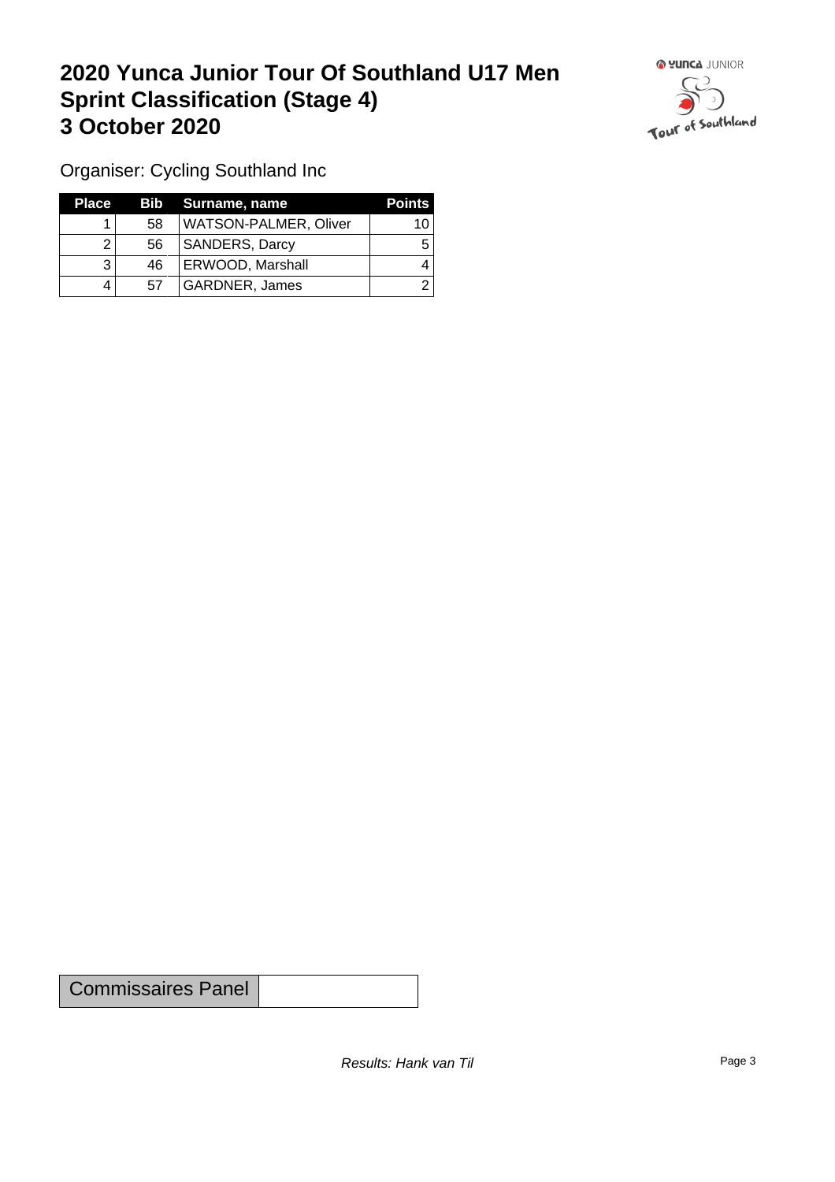# 2020 Yunca Junior Tour Of Southland U17 Men
# Sprint Classification (Stage 4)
# 3 October 2020

Organiser: Cycling Southland Inc

| Place | Bib | Surname, name | Points |
|---|---|---|---|
| 1 | 58 | WATSON-PALMER, Oliver | 10 |
| 2 | 56 | SANDERS, Darcy | 5 |
| 3 | 46 | ERWOOD, Marshall | 4 |
| 4 | 57 | GARDNER, James | 2 |

| Commissaires Panel | |
|---|---|

*Results: Hank van Til*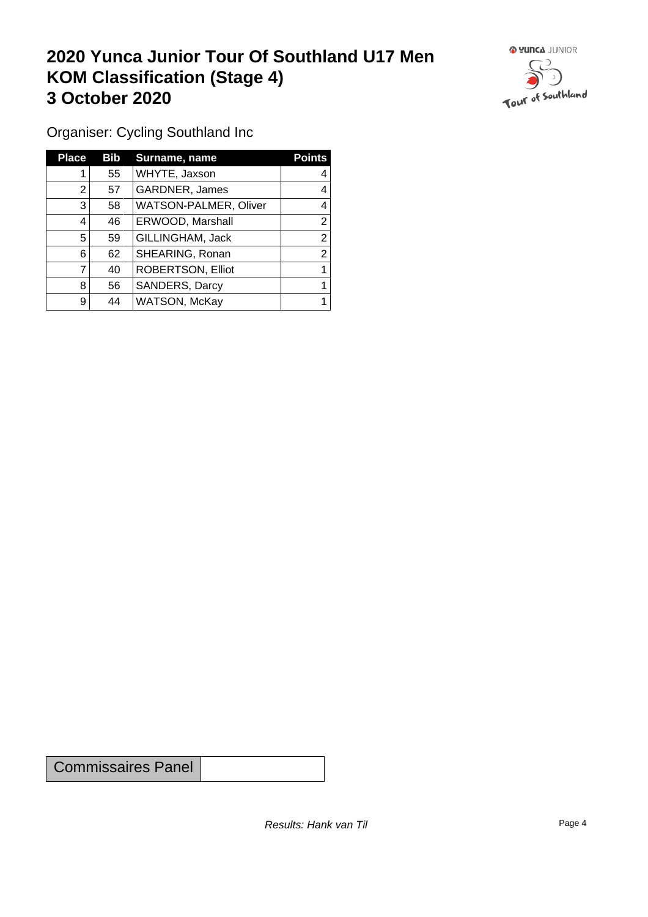# 2020 Yunca Junior Tour Of Southland U17 Men
# KOM Classification (Stage 4)
# 3 October 2020

Organiser: Cycling Southland Inc

| Place | Bib | Surname, name | Points |
|---|---|---|---|
| 1 | 55 | WHYTE, Jaxson | 4 |
| 2 | 57 | GARDNER, James | 4 |
| 3 | 58 | WATSON-PALMER, Oliver | 4 |
| 4 | 46 | ERWOOD, Marshall | 2 |
| 5 | 59 | GILLINGHAM, Jack | 2 |
| 6 | 62 | SHEARING, Ronan | 2 |
| 7 | 40 | ROBERTSON, Elliot | 1 |
| 8 | 56 | SANDERS, Darcy | 1 |
| 9 | 44 | WATSON, McKay | 1 |

| Commissaires Panel | |
|---|---|

*Results: Hank van Til*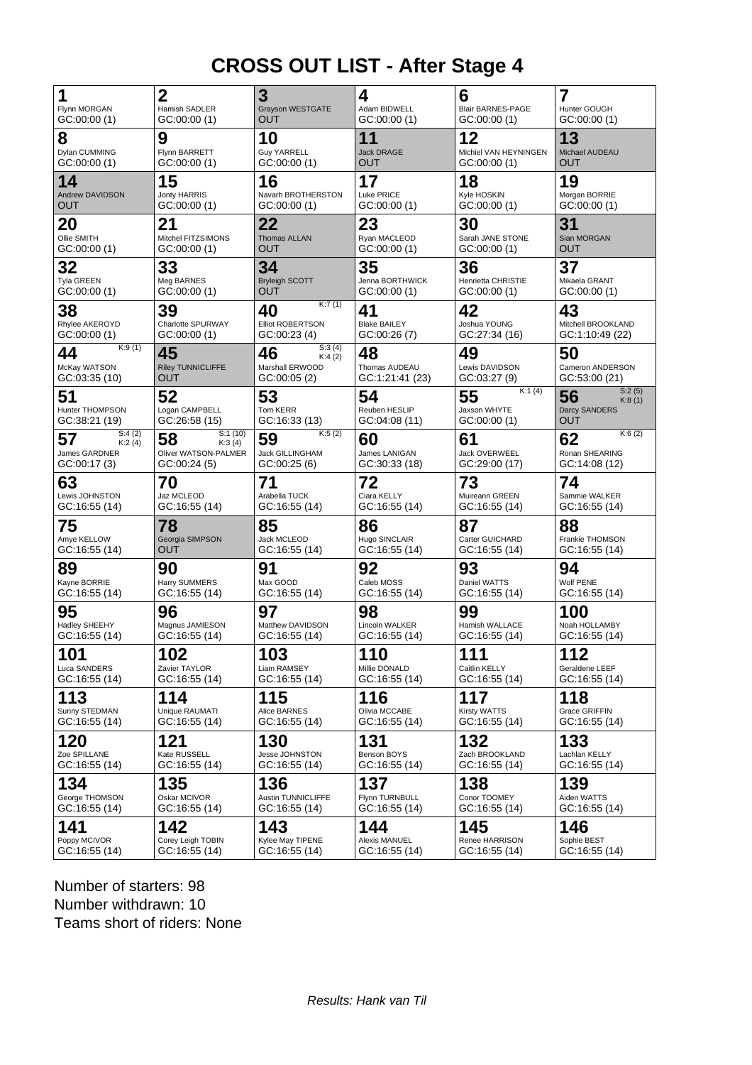# CROSS OUT LIST - After Stage 4

| | | | | | |
|---|---|---|---|---|---|
| **1**<br>Flynn MORGAN<br>GC:00:00 (1) | **2**<br>Hamish SADLER<br>GC:00:00 (1) | **3**<br>Grayson WESTGATE<br>OUT | **4**<br>Adam BIDWELL<br>GC:00:00 (1) | **6**<br>Blair BARNES-PAGE<br>GC:00:00 (1) | **7**<br>Hunter GOUGH<br>GC:00:00 (1) |
| **8**<br>Dylan CUMMING<br>GC:00:00 (1) | **9**<br>Flynn BARRETT<br>GC:00:00 (1) | **10**<br>Guy YARRELL<br>GC:00:00 (1) | **11**<br>Jack DRAGE<br>OUT | **12**<br>Michiel VAN HEYNINGEN<br>GC:00:00 (1) | **13**<br>Michael AUDEAU<br>OUT |
| **14**<br>Andrew DAVIDSON<br>OUT | **15**<br>Jonty HARRIS<br>GC:00:00 (1) | **16**<br>Navarh BROTHERSTON<br>GC:00:00 (1) | **17**<br>Luke PRICE<br>GC:00:00 (1) | **18**<br>Kyle HOSKIN<br>GC:00:00 (1) | **19**<br>Morgan BORRIE<br>GC:00:00 (1) |
| **20**<br>Ollie SMITH<br>GC:00:00 (1) | **21**<br>Mitchel FITZSIMONS<br>GC:00:00 (1) | **22**<br>Thomas ALLAN<br>OUT | **23**<br>Ryan MACLEOD<br>GC:00:00 (1) | **30**<br>Sarah JANE STONE<br>GC:00:00 (1) | **31**<br>Sian MORGAN<br>OUT |
| **32**<br>Tyla GREEN<br>GC:00:00 (1) | **33**<br>Meg BARNES<br>GC:00:00 (1) | **34**<br>Bryleigh SCOTT<br>OUT | **35**<br>Jenna BORTHWICK<br>GC:00:00 (1) | **36**<br>Henrietta CHRISTIE<br>GC:00:00 (1) | **37**<br>Mikaela GRANT<br>GC:00:00 (1) |
| **38**<br>Rhylee AKEROYD<br>GC:00:00 (1) | **39**<br>Charlotte SPURWAY<br>GC:00:00 (1) | **40** K:7 (1)<br>Elliot ROBERTSON<br>GC:00:23 (4) | **41**<br>Blake BAILEY<br>GC:00:26 (7) | **42**<br>Joshua YOUNG<br>GC:27:34 (16) | **43**<br>Mitchell BROOKLAND<br>GC:1:10:49 (22) |
| **44** K:9 (1)<br>McKay WATSON<br>GC:03:35 (10) | **45**<br>Riley TUNNICLIFFE<br>OUT | **46** S:3 (4) K:4 (2)<br>Marshall ERWOOD<br>GC:00:05 (2) | **48**<br>Thomas AUDEAU<br>GC:1:21:41 (23) | **49**<br>Lewis DAVIDSON<br>GC:03:27 (9) | **50**<br>Cameron ANDERSON<br>GC:53:00 (21) |
| **51**<br>Hunter THOMPSON<br>GC:38:21 (19) | **52**<br>Logan CAMPBELL<br>GC:26:58 (15) | **53**<br>Tom KERR<br>GC:16:33 (13) | **54**<br>Reuben HESLIP<br>GC:04:08 (11) | **55** K:1 (4)<br>Jaxson WHYTE<br>GC:00:00 (1) | **56** S:2 (5) K:8 (1)<br>Darcy SANDERS<br>OUT |
| **57** S:4 (2) K:2 (4)<br>James GARDNER<br>GC:00:17 (3) | **58** S:1 (10) K:3 (4)<br>Oliver WATSON-PALMER<br>GC:00:24 (5) | **59** K:5 (2)<br>Jack GILLINGHAM<br>GC:00:25 (6) | **60**<br>James LANIGAN<br>GC:30:33 (18) | **61**<br>Jack OVERWEEL<br>GC:29:00 (17) | **62** K:6 (2)<br>Ronan SHEARING<br>GC:14:08 (12) |
| **63**<br>Lewis JOHNSTON<br>GC:16:55 (14) | **70**<br>Jaz MCLEOD<br>GC:16:55 (14) | **71**<br>Arabella TUCK<br>GC:16:55 (14) | **72**<br>Ciara KELLY<br>GC:16:55 (14) | **73**<br>Muireann GREEN<br>GC:16:55 (14) | **74**<br>Sammie WALKER<br>GC:16:55 (14) |
| **75**<br>Amye KELLOW<br>GC:16:55 (14) | **78**<br>Georgia SIMPSON<br>OUT | **85**<br>Jack MCLEOD<br>GC:16:55 (14) | **86**<br>Hugo SINCLAIR<br>GC:16:55 (14) | **87**<br>Carter GUICHARD<br>GC:16:55 (14) | **88**<br>Frankie THOMSON<br>GC:16:55 (14) |
| **89**<br>Kayne BORRIE<br>GC:16:55 (14) | **90**<br>Harry SUMMERS<br>GC:16:55 (14) | **91**<br>Max GOOD<br>GC:16:55 (14) | **92**<br>Caleb MOSS<br>GC:16:55 (14) | **93**<br>Daniel WATTS<br>GC:16:55 (14) | **94**<br>Wolf PENE<br>GC:16:55 (14) |
| **95**<br>Hadley SHEEHY<br>GC:16:55 (14) | **96**<br>Magnus JAMIESON<br>GC:16:55 (14) | **97**<br>Matthew DAVIDSON<br>GC:16:55 (14) | **98**<br>Lincoln WALKER<br>GC:16:55 (14) | **99**<br>Hamish WALLACE<br>GC:16:55 (14) | **100**<br>Noah HOLLAMBY<br>GC:16:55 (14) |
| **101**<br>Luca SANDERS<br>GC:16:55 (14) | **102**<br>Zavier TAYLOR<br>GC:16:55 (14) | **103**<br>Liam RAMSEY<br>GC:16:55 (14) | **110**<br>Millie DONALD<br>GC:16:55 (14) | **111**<br>Caitlin KELLY<br>GC:16:55 (14) | **112**<br>Geraldene LEEF<br>GC:16:55 (14) |
| **113**<br>Sunny STEDMAN<br>GC:16:55 (14) | **114**<br>Unique RAUMATI<br>GC:16:55 (14) | **115**<br>Alice BARNES<br>GC:16:55 (14) | **116**<br>Olivia MCCABE<br>GC:16:55 (14) | **117**<br>Kirsty WATTS<br>GC:16:55 (14) | **118**<br>Grace GRIFFIN<br>GC:16:55 (14) |
| **120**<br>Zoe SPILLANE<br>GC:16:55 (14) | **121**<br>Kate RUSSELL<br>GC:16:55 (14) | **130**<br>Jesse JOHNSTON<br>GC:16:55 (14) | **131**<br>Benson BOYS<br>GC:16:55 (14) | **132**<br>Zach BROOKLAND<br>GC:16:55 (14) | **133**<br>Lachlan KELLY<br>GC:16:55 (14) |
| **134**<br>George THOMSON<br>GC:16:55 (14) | **135**<br>Oskar MCIVOR<br>GC:16:55 (14) | **136**<br>Austin TUNNICLIFFE<br>GC:16:55 (14) | **137**<br>Flynn TURNBULL<br>GC:16:55 (14) | **138**<br>Conor TOOMEY<br>GC:16:55 (14) | **139**<br>Aiden WATTS<br>GC:16:55 (14) |
| **141**<br>Poppy MCIVOR<br>GC:16:55 (14) | **142**<br>Corey Leigh TOBIN<br>GC:16:55 (14) | **143**<br>Kylee May TIPENE<br>GC:16:55 (14) | **144**<br>Alexis MANUEL<br>GC:16:55 (14) | **145**<br>Renee HARRISON<br>GC:16:55 (14) | **146**<br>Sophie BEST<br>GC:16:55 (14) |

Number of starters: 98
Number withdrawn: 10
Teams short of riders: None

*Results: Hank van Til*